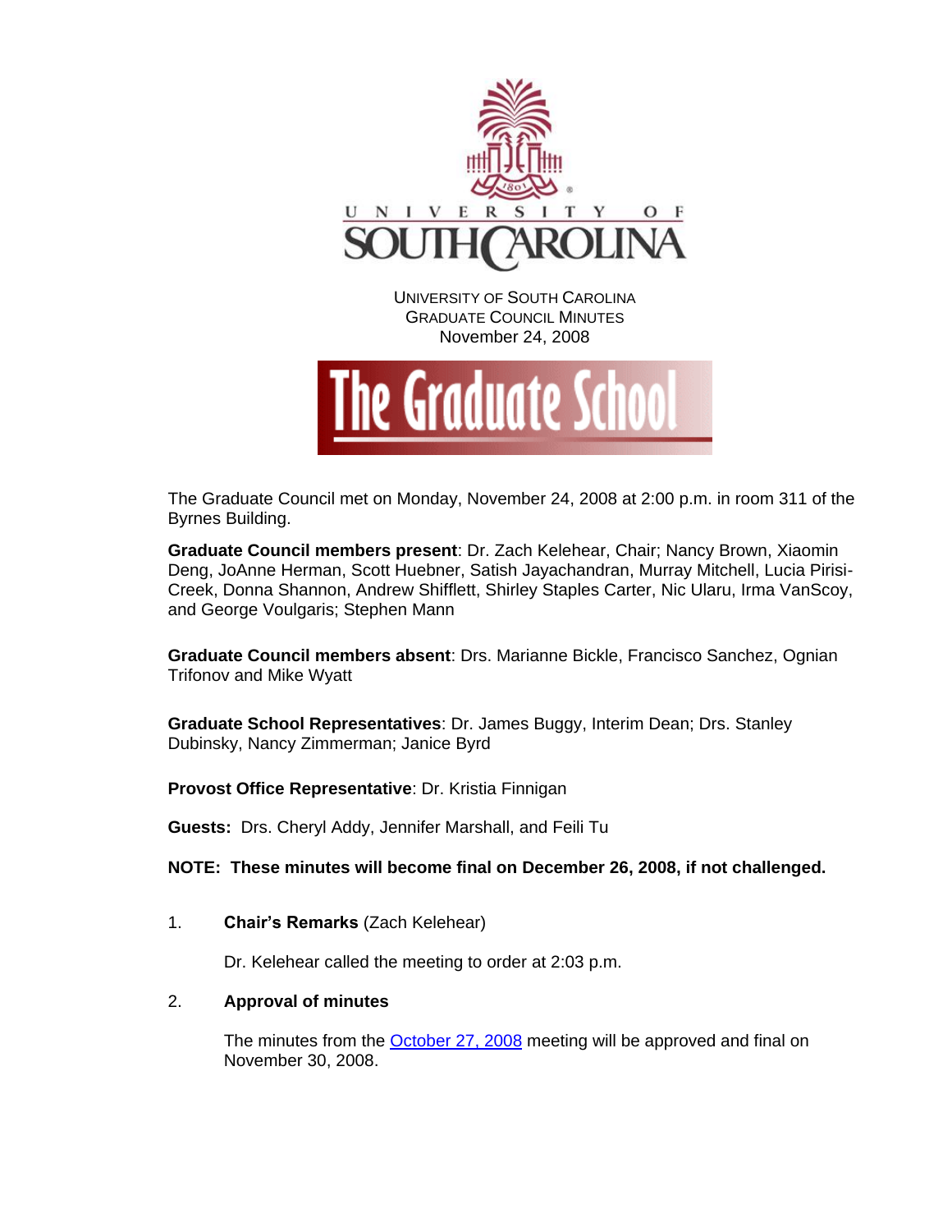UNIVERSITY OF SOUTH CAROLINA
GRADUATE COUNCIL MINUTES
November 24, 2008

The Graduate School

The Graduate Council met on Monday, November 24, 2008 at 2:00 p.m. in room 311 of the Byrnes Building.

**Graduate Council members present**: Dr. Zach Kelehear, Chair; Nancy Brown, Xiaomin Deng, JoAnne Herman, Scott Huebner, Satish Jayachandran, Murray Mitchell, Lucia Pirisi-Creek, Donna Shannon, Andrew Shifflett, Shirley Staples Carter, Nic Ularu, Irma VanScoy, and George Voulgaris; Stephen Mann

**Graduate Council members absent**: Drs. Marianne Bickle, Francisco Sanchez, Ognian Trifonov and Mike Wyatt

**Graduate School Representatives**: Dr. James Buggy, Interim Dean; Drs. Stanley Dubinsky, Nancy Zimmerman; Janice Byrd

**Provost Office Representative**: Dr. Kristia Finnigan

**Guests:** Drs. Cheryl Addy, Jennifer Marshall, and Feili Tu

**NOTE: These minutes will become final on December 26, 2008, if not challenged.**

1. **Chair's Remarks** (Zach Kelehear)

   Dr. Kelehear called the meeting to order at 2:03 p.m.

2. **Approval of minutes**

   The minutes from the October 27, 2008 meeting will be approved and final on November 30, 2008.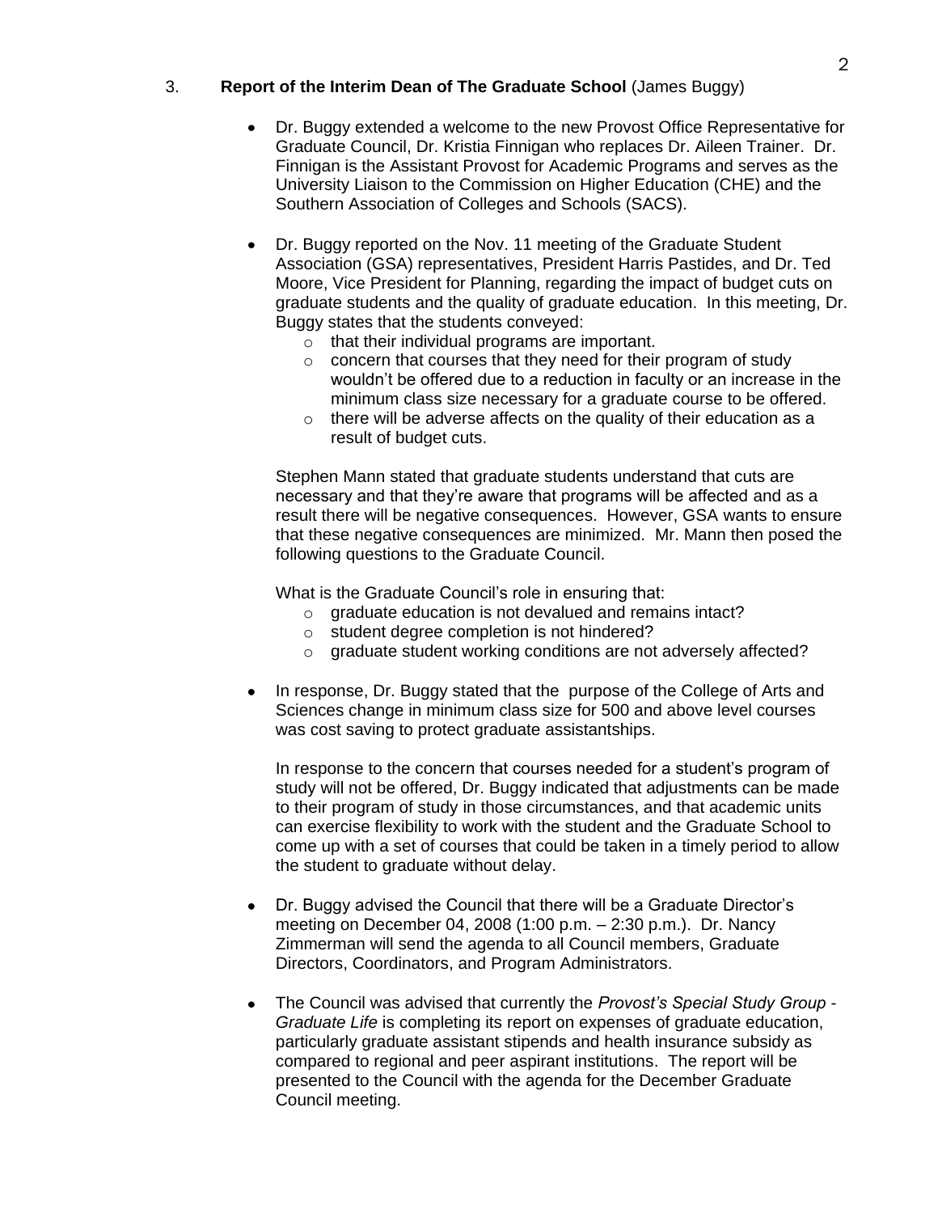3. **Report of the Interim Dean of The Graduate School** (James Buggy)

- Dr. Buggy extended a welcome to the new Provost Office Representative for Graduate Council, Dr. Kristia Finnigan who replaces Dr. Aileen Trainer. Dr. Finnigan is the Assistant Provost for Academic Programs and serves as the University Liaison to the Commission on Higher Education (CHE) and the Southern Association of Colleges and Schools (SACS).

- Dr. Buggy reported on the Nov. 11 meeting of the Graduate Student Association (GSA) representatives, President Harris Pastides, and Dr. Ted Moore, Vice President for Planning, regarding the impact of budget cuts on graduate students and the quality of graduate education. In this meeting, Dr. Buggy states that the students conveyed:
  - that their individual programs are important.
  - concern that courses that they need for their program of study wouldn't be offered due to a reduction in faculty or an increase in the minimum class size necessary for a graduate course to be offered.
  - there will be adverse affects on the quality of their education as a result of budget cuts.

  Stephen Mann stated that graduate students understand that cuts are necessary and that they're aware that programs will be affected and as a result there will be negative consequences. However, GSA wants to ensure that these negative consequences are minimized. Mr. Mann then posed the following questions to the Graduate Council.

  What is the Graduate Council's role in ensuring that:
  - graduate education is not devalued and remains intact?
  - student degree completion is not hindered?
  - graduate student working conditions are not adversely affected?

- In response, Dr. Buggy stated that the purpose of the College of Arts and Sciences change in minimum class size for 500 and above level courses was cost saving to protect graduate assistantships.

  In response to the concern that courses needed for a student's program of study will not be offered, Dr. Buggy indicated that adjustments can be made to their program of study in those circumstances, and that academic units can exercise flexibility to work with the student and the Graduate School to come up with a set of courses that could be taken in a timely period to allow the student to graduate without delay.

- Dr. Buggy advised the Council that there will be a Graduate Director's meeting on December 04, 2008 (1:00 p.m. – 2:30 p.m.). Dr. Nancy Zimmerman will send the agenda to all Council members, Graduate Directors, Coordinators, and Program Administrators.

- The Council was advised that currently the *Provost's Special Study Group - Graduate Life* is completing its report on expenses of graduate education, particularly graduate assistant stipends and health insurance subsidy as compared to regional and peer aspirant institutions. The report will be presented to the Council with the agenda for the December Graduate Council meeting.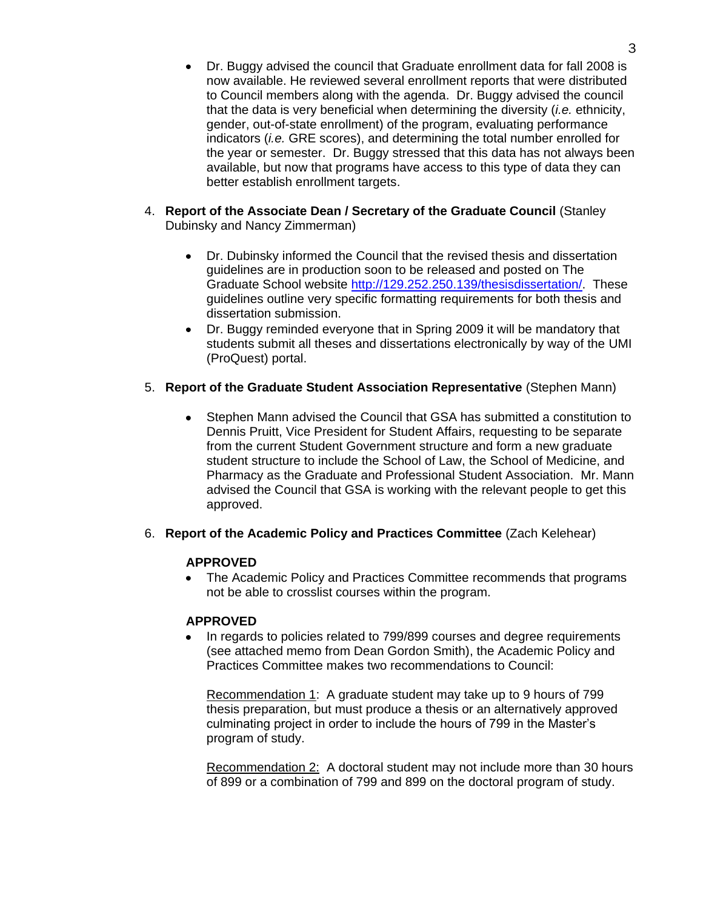- Dr. Buggy advised the council that Graduate enrollment data for fall 2008 is now available. He reviewed several enrollment reports that were distributed to Council members along with the agenda. Dr. Buggy advised the council that the data is very beneficial when determining the diversity (*i.e.* ethnicity, gender, out-of-state enrollment) of the program, evaluating performance indicators (*i.e.* GRE scores), and determining the total number enrolled for the year or semester. Dr. Buggy stressed that this data has not always been available, but now that programs have access to this type of data they can better establish enrollment targets.

4. **Report of the Associate Dean / Secretary of the Graduate Council** (Stanley Dubinsky and Nancy Zimmerman)

    - Dr. Dubinsky informed the Council that the revised thesis and dissertation guidelines are in production soon to be released and posted on The Graduate School website http://129.252.250.139/thesisdissertation/. These guidelines outline very specific formatting requirements for both thesis and dissertation submission.
    - Dr. Buggy reminded everyone that in Spring 2009 it will be mandatory that students submit all theses and dissertations electronically by way of the UMI (ProQuest) portal.

5. **Report of the Graduate Student Association Representative** (Stephen Mann)

    - Stephen Mann advised the Council that GSA has submitted a constitution to Dennis Pruitt, Vice President for Student Affairs, requesting to be separate from the current Student Government structure and form a new graduate student structure to include the School of Law, the School of Medicine, and Pharmacy as the Graduate and Professional Student Association. Mr. Mann advised the Council that GSA is working with the relevant people to get this approved.

6. **Report of the Academic Policy and Practices Committee** (Zach Kelehear)

    **APPROVED**

    - The Academic Policy and Practices Committee recommends that programs not be able to crosslist courses within the program.

    **APPROVED**

    - In regards to policies related to 799/899 courses and degree requirements (see attached memo from Dean Gordon Smith), the Academic Policy and Practices Committee makes two recommendations to Council:

      Recommendation 1: A graduate student may take up to 9 hours of 799 thesis preparation, but must produce a thesis or an alternatively approved culminating project in order to include the hours of 799 in the Master's program of study.

      Recommendation 2: A doctoral student may not include more than 30 hours of 899 or a combination of 799 and 899 on the doctoral program of study.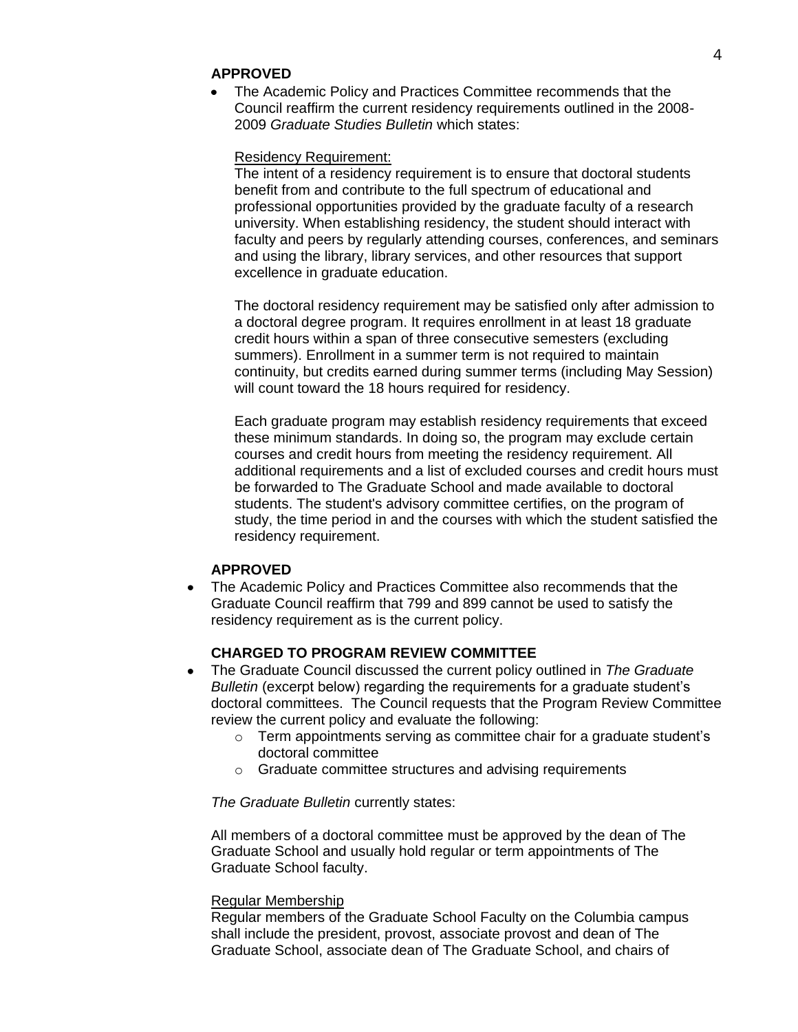**APPROVED**

- The Academic Policy and Practices Committee recommends that the Council reaffirm the current residency requirements outlined in the 2008-2009 *Graduate Studies Bulletin* which states:

  Residency Requirement:
  The intent of a residency requirement is to ensure that doctoral students benefit from and contribute to the full spectrum of educational and professional opportunities provided by the graduate faculty of a research university. When establishing residency, the student should interact with faculty and peers by regularly attending courses, conferences, and seminars and using the library, library services, and other resources that support excellence in graduate education.

  The doctoral residency requirement may be satisfied only after admission to a doctoral degree program. It requires enrollment in at least 18 graduate credit hours within a span of three consecutive semesters (excluding summers). Enrollment in a summer term is not required to maintain continuity, but credits earned during summer terms (including May Session) will count toward the 18 hours required for residency.

  Each graduate program may establish residency requirements that exceed these minimum standards. In doing so, the program may exclude certain courses and credit hours from meeting the residency requirement. All additional requirements and a list of excluded courses and credit hours must be forwarded to The Graduate School and made available to doctoral students. The student's advisory committee certifies, on the program of study, the time period in and the courses with which the student satisfied the residency requirement.

**APPROVED**

- The Academic Policy and Practices Committee also recommends that the Graduate Council reaffirm that 799 and 899 cannot be used to satisfy the residency requirement as is the current policy.

**CHARGED TO PROGRAM REVIEW COMMITTEE**

- The Graduate Council discussed the current policy outlined in *The Graduate Bulletin* (excerpt below) regarding the requirements for a graduate student's doctoral committees. The Council requests that the Program Review Committee review the current policy and evaluate the following:
  - Term appointments serving as committee chair for a graduate student's doctoral committee
  - Graduate committee structures and advising requirements

  *The Graduate Bulletin* currently states:

  All members of a doctoral committee must be approved by the dean of The Graduate School and usually hold regular or term appointments of The Graduate School faculty.

  Regular Membership
  Regular members of the Graduate School Faculty on the Columbia campus shall include the president, provost, associate provost and dean of The Graduate School, associate dean of The Graduate School, and chairs of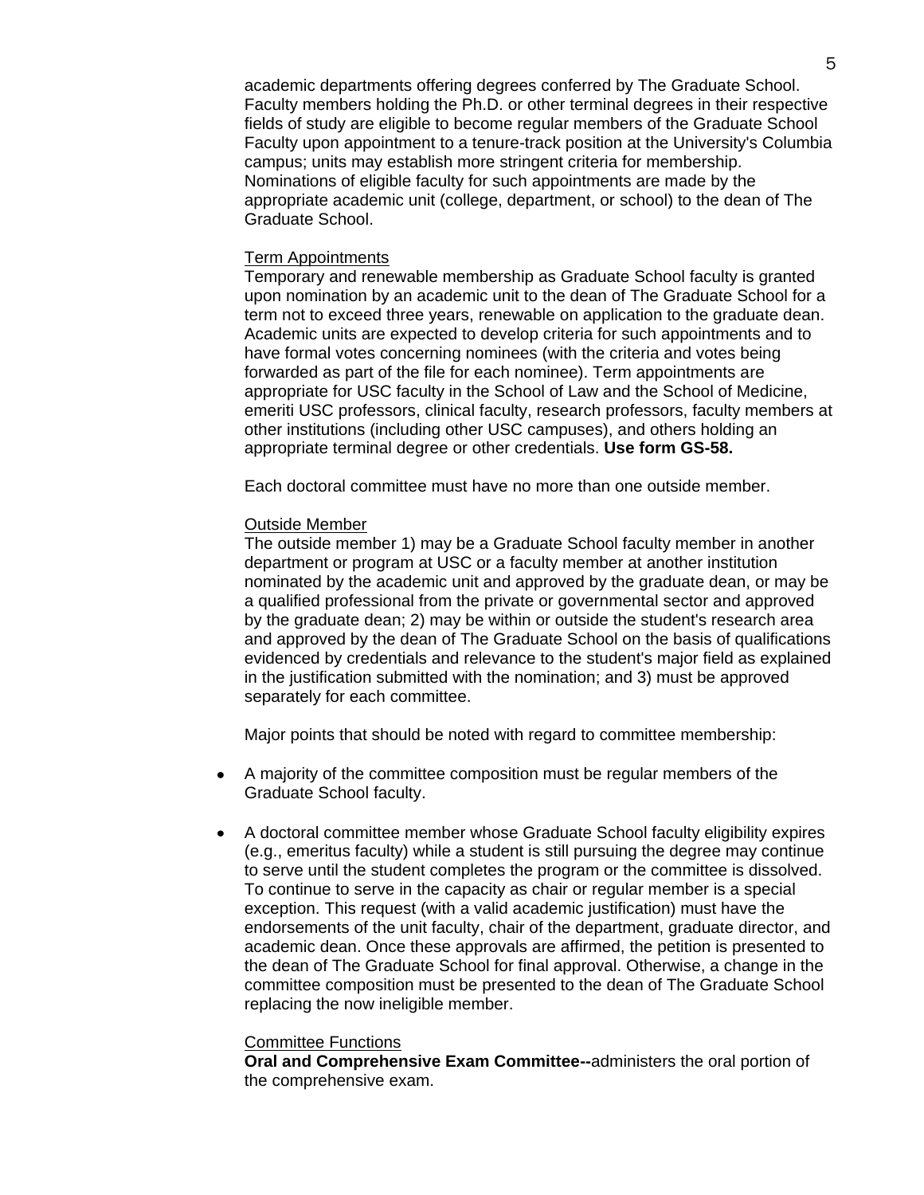academic departments offering degrees conferred by The Graduate School. Faculty members holding the Ph.D. or other terminal degrees in their respective fields of study are eligible to become regular members of the Graduate School Faculty upon appointment to a tenure-track position at the University's Columbia campus; units may establish more stringent criteria for membership. Nominations of eligible faculty for such appointments are made by the appropriate academic unit (college, department, or school) to the dean of The Graduate School.

<u>Term Appointments</u>
Temporary and renewable membership as Graduate School faculty is granted upon nomination by an academic unit to the dean of The Graduate School for a term not to exceed three years, renewable on application to the graduate dean. Academic units are expected to develop criteria for such appointments and to have formal votes concerning nominees (with the criteria and votes being forwarded as part of the file for each nominee). Term appointments are appropriate for USC faculty in the School of Law and the School of Medicine, emeriti USC professors, clinical faculty, research professors, faculty members at other institutions (including other USC campuses), and others holding an appropriate terminal degree or other credentials. **Use form GS-58.**

Each doctoral committee must have no more than one outside member.

<u>Outside Member</u>
The outside member 1) may be a Graduate School faculty member in another department or program at USC or a faculty member at another institution nominated by the academic unit and approved by the graduate dean, or may be a qualified professional from the private or governmental sector and approved by the graduate dean; 2) may be within or outside the student's research area and approved by the dean of The Graduate School on the basis of qualifications evidenced by credentials and relevance to the student's major field as explained in the justification submitted with the nomination; and 3) must be approved separately for each committee.

Major points that should be noted with regard to committee membership:

- A majority of the committee composition must be regular members of the Graduate School faculty.
- A doctoral committee member whose Graduate School faculty eligibility expires (e.g., emeritus faculty) while a student is still pursuing the degree may continue to serve until the student completes the program or the committee is dissolved. To continue to serve in the capacity as chair or regular member is a special exception. This request (with a valid academic justification) must have the endorsements of the unit faculty, chair of the department, graduate director, and academic dean. Once these approvals are affirmed, the petition is presented to the dean of The Graduate School for final approval. Otherwise, a change in the committee composition must be presented to the dean of The Graduate School replacing the now ineligible member.

<u>Committee Functions</u>
**Oral and Comprehensive Exam Committee--**administers the oral portion of the comprehensive exam.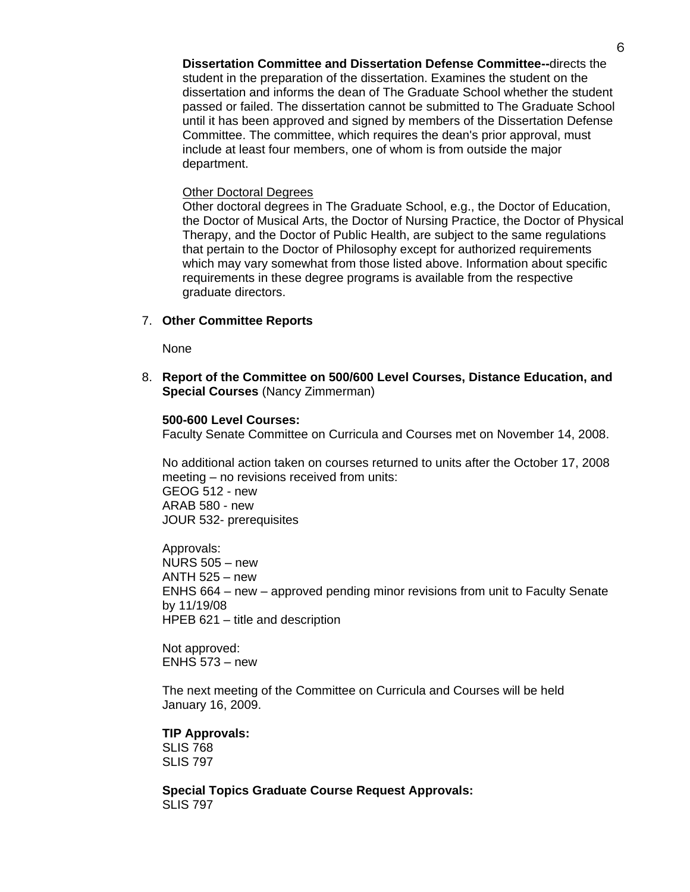**Dissertation Committee and Dissertation Defense Committee--**directs the student in the preparation of the dissertation. Examines the student on the dissertation and informs the dean of The Graduate School whether the student passed or failed. The dissertation cannot be submitted to The Graduate School until it has been approved and signed by members of the Dissertation Defense Committee. The committee, which requires the dean's prior approval, must include at least four members, one of whom is from outside the major department.

Other Doctoral Degrees

Other doctoral degrees in The Graduate School, e.g., the Doctor of Education, the Doctor of Musical Arts, the Doctor of Nursing Practice, the Doctor of Physical Therapy, and the Doctor of Public Health, are subject to the same regulations that pertain to the Doctor of Philosophy except for authorized requirements which may vary somewhat from those listed above. Information about specific requirements in these degree programs is available from the respective graduate directors.

7. **Other Committee Reports**

   None

8. **Report of the Committee on 500/600 Level Courses, Distance Education, and Special Courses** (Nancy Zimmerman)

   **500-600 Level Courses:**
   Faculty Senate Committee on Curricula and Courses met on November 14, 2008.

   No additional action taken on courses returned to units after the October 17, 2008 meeting – no revisions received from units:
   GEOG 512 - new
   ARAB 580 - new
   JOUR 532- prerequisites

   Approvals:
   NURS 505 – new
   ANTH 525 – new
   ENHS 664 – new – approved pending minor revisions from unit to Faculty Senate by 11/19/08
   HPEB 621 – title and description

   Not approved:
   ENHS 573 – new

   The next meeting of the Committee on Curricula and Courses will be held January 16, 2009.

   **TIP Approvals:**
   SLIS 768
   SLIS 797

   **Special Topics Graduate Course Request Approvals:**
   SLIS 797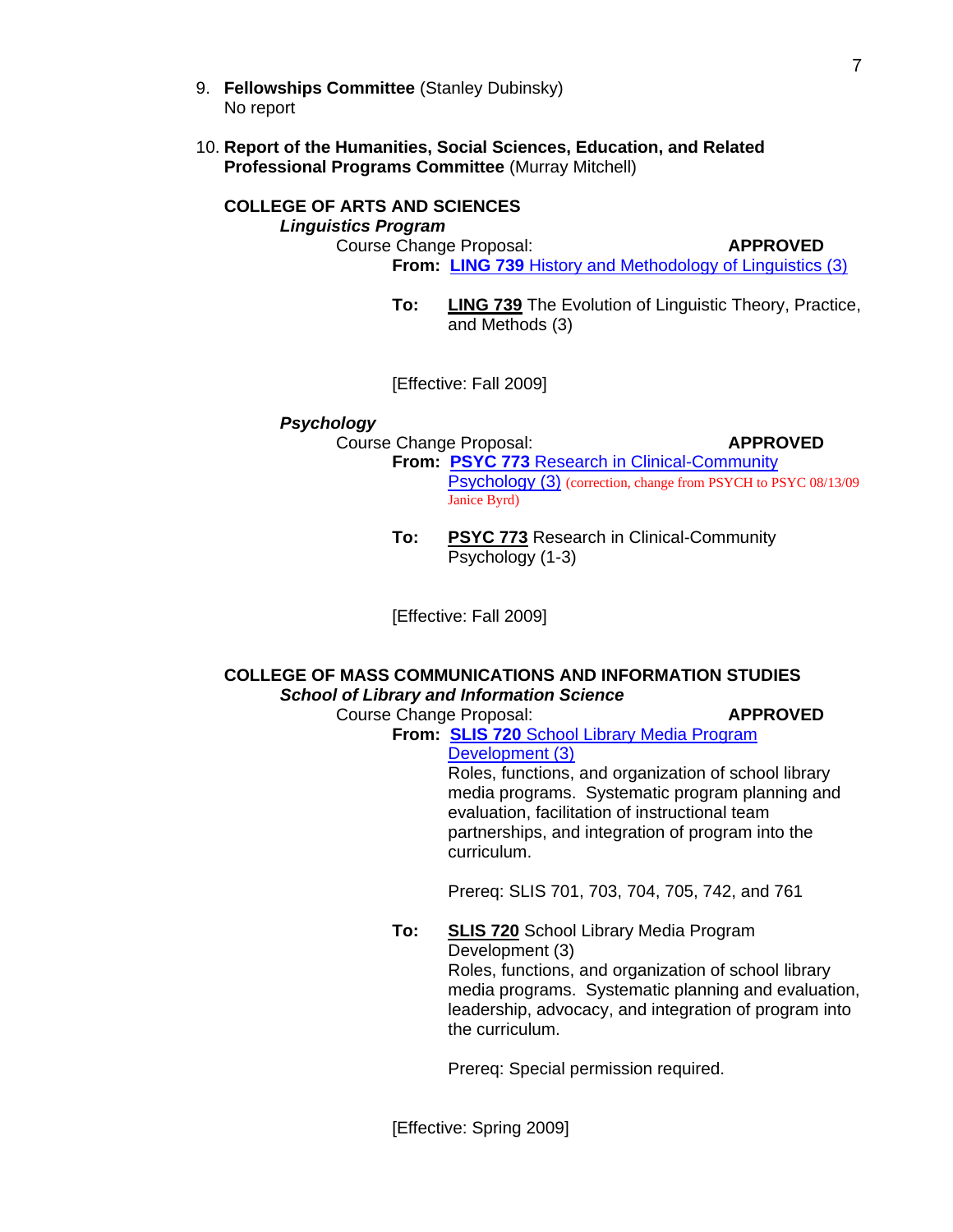9. **Fellowships Committee** (Stanley Dubinsky)
   No report

10. **Report of the Humanities, Social Sciences, Education, and Related Professional Programs Committee** (Murray Mitchell)

**COLLEGE OF ARTS AND SCIENCES**

***Linguistics Program***

Course Change Proposal: **APPROVED**

**From:** **LING 739** History and Methodology of Linguistics (3)

**To:** **LING 739** The Evolution of Linguistic Theory, Practice, and Methods (3)

[Effective: Fall 2009]

***Psychology***

Course Change Proposal: **APPROVED**

**From:** **PSYC 773** Research in Clinical-Community Psychology (3) (correction, change from PSYCH to PSYC 08/13/09 Janice Byrd)

**To:** **PSYC 773** Research in Clinical-Community Psychology (1-3)

[Effective: Fall 2009]

**COLLEGE OF MASS COMMUNICATIONS AND INFORMATION STUDIES**

***School of Library and Information Science***

Course Change Proposal: **APPROVED**

**From:** **SLIS 720** School Library Media Program Development (3)
Roles, functions, and organization of school library media programs. Systematic program planning and evaluation, facilitation of instructional team partnerships, and integration of program into the curriculum.

Prereq: SLIS 701, 703, 704, 705, 742, and 761

**To:** **SLIS 720** School Library Media Program Development (3)
Roles, functions, and organization of school library media programs. Systematic planning and evaluation, leadership, advocacy, and integration of program into the curriculum.

Prereq: Special permission required.

[Effective: Spring 2009]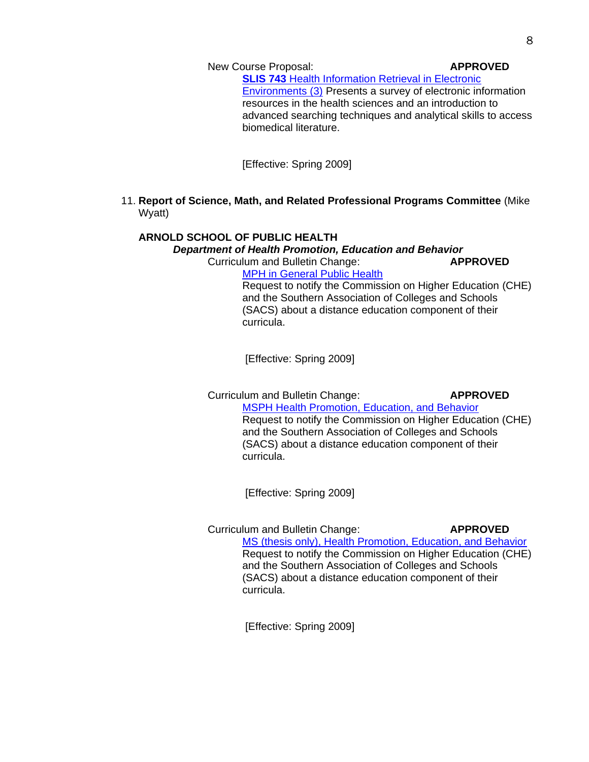New Course Proposal: **APPROVED**

**SLIS 743** Health Information Retrieval in Electronic Environments (3) Presents a survey of electronic information resources in the health sciences and an introduction to advanced searching techniques and analytical skills to access biomedical literature.

[Effective: Spring 2009]

11. **Report of Science, Math, and Related Professional Programs Committee** (Mike Wyatt)

**ARNOLD SCHOOL OF PUBLIC HEALTH**

***Department of Health Promotion, Education and Behavior***

Curriculum and Bulletin Change: **APPROVED**

MPH in General Public Health
Request to notify the Commission on Higher Education (CHE) and the Southern Association of Colleges and Schools (SACS) about a distance education component of their curricula.

[Effective: Spring 2009]

Curriculum and Bulletin Change: **APPROVED**

MSPH Health Promotion, Education, and Behavior
Request to notify the Commission on Higher Education (CHE) and the Southern Association of Colleges and Schools (SACS) about a distance education component of their curricula.

[Effective: Spring 2009]

Curriculum and Bulletin Change: **APPROVED**

MS (thesis only), Health Promotion, Education, and Behavior
Request to notify the Commission on Higher Education (CHE) and the Southern Association of Colleges and Schools (SACS) about a distance education component of their curricula.

[Effective: Spring 2009]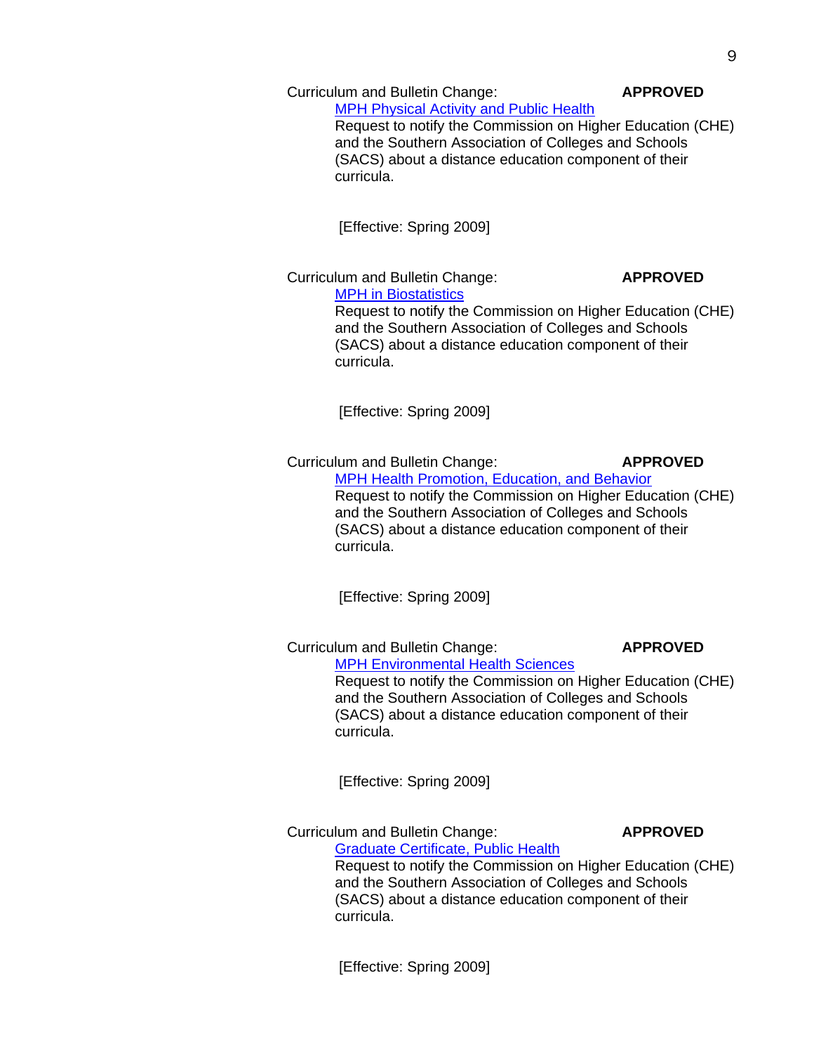Curriculum and Bulletin Change: **APPROVED**

MPH Physical Activity and Public Health
Request to notify the Commission on Higher Education (CHE) and the Southern Association of Colleges and Schools (SACS) about a distance education component of their curricula.

[Effective: Spring 2009]

Curriculum and Bulletin Change: **APPROVED**

MPH in Biostatistics
Request to notify the Commission on Higher Education (CHE) and the Southern Association of Colleges and Schools (SACS) about a distance education component of their curricula.

[Effective: Spring 2009]

Curriculum and Bulletin Change: **APPROVED**

MPH Health Promotion, Education, and Behavior
Request to notify the Commission on Higher Education (CHE) and the Southern Association of Colleges and Schools (SACS) about a distance education component of their curricula.

[Effective: Spring 2009]

Curriculum and Bulletin Change: **APPROVED**

MPH Environmental Health Sciences
Request to notify the Commission on Higher Education (CHE) and the Southern Association of Colleges and Schools (SACS) about a distance education component of their curricula.

[Effective: Spring 2009]

Curriculum and Bulletin Change: **APPROVED**

Graduate Certificate, Public Health
Request to notify the Commission on Higher Education (CHE) and the Southern Association of Colleges and Schools (SACS) about a distance education component of their curricula.

[Effective: Spring 2009]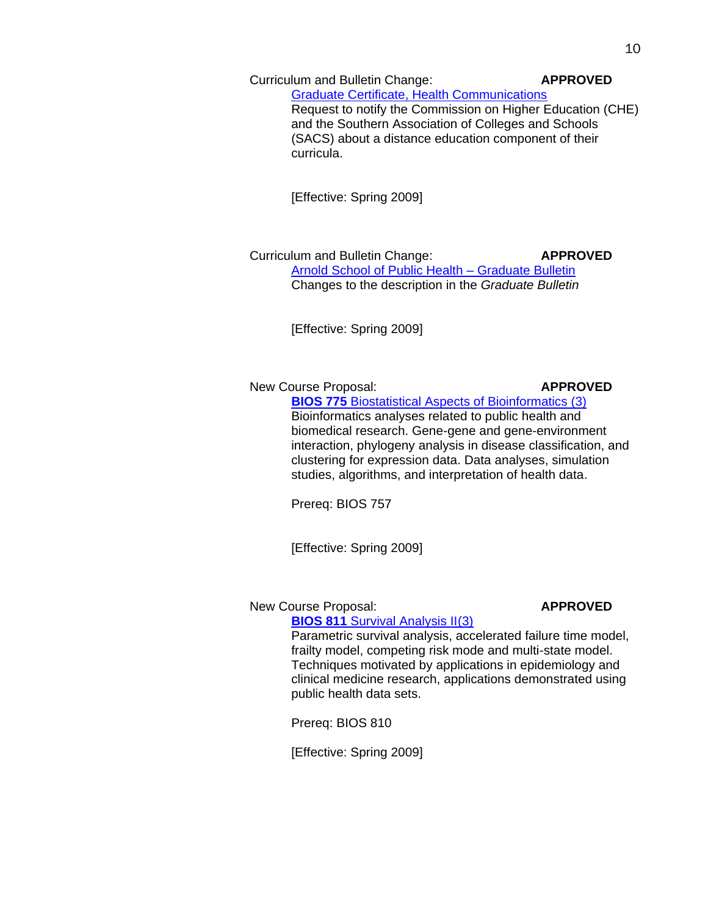Curriculum and Bulletin Change: **APPROVED**

Graduate Certificate, Health Communications

Request to notify the Commission on Higher Education (CHE) and the Southern Association of Colleges and Schools (SACS) about a distance education component of their curricula.

[Effective: Spring 2009]

Curriculum and Bulletin Change: **APPROVED**

Arnold School of Public Health – Graduate Bulletin

Changes to the description in the *Graduate Bulletin*

[Effective: Spring 2009]

New Course Proposal: **APPROVED**

**BIOS 775** Biostatistical Aspects of Bioinformatics (3)

Bioinformatics analyses related to public health and biomedical research. Gene-gene and gene-environment interaction, phylogeny analysis in disease classification, and clustering for expression data. Data analyses, simulation studies, algorithms, and interpretation of health data.

Prereq: BIOS 757

[Effective: Spring 2009]

New Course Proposal: **APPROVED**

**BIOS 811** Survival Analysis II(3)

Parametric survival analysis, accelerated failure time model, frailty model, competing risk mode and multi-state model. Techniques motivated by applications in epidemiology and clinical medicine research, applications demonstrated using public health data sets.

Prereq: BIOS 810

[Effective: Spring 2009]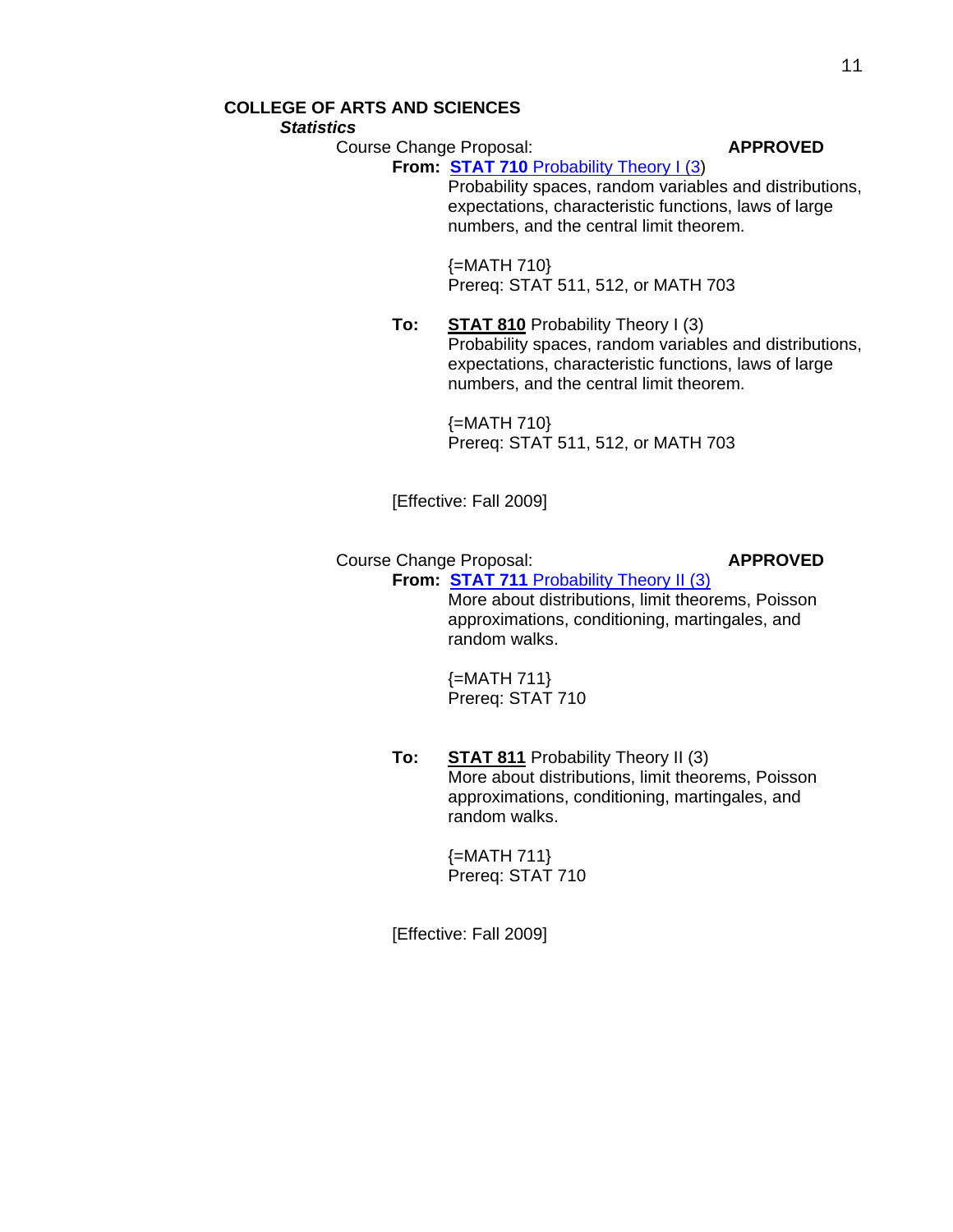**COLLEGE OF ARTS AND SCIENCES**

***Statistics***

Course Change Proposal: **APPROVED**

**From:** **STAT 710** Probability Theory I (3)

Probability spaces, random variables and distributions, expectations, characteristic functions, laws of large numbers, and the central limit theorem.

{=MATH 710}
Prereq: STAT 511, 512, or MATH 703

**To:** **STAT 810** Probability Theory I (3)

Probability spaces, random variables and distributions, expectations, characteristic functions, laws of large numbers, and the central limit theorem.

{=MATH 710}
Prereq: STAT 511, 512, or MATH 703

[Effective: Fall 2009]

Course Change Proposal: **APPROVED**

**From:** **STAT 711** Probability Theory II (3)

More about distributions, limit theorems, Poisson approximations, conditioning, martingales, and random walks.

{=MATH 711}
Prereq: STAT 710

**To:** **STAT 811** Probability Theory II (3)

More about distributions, limit theorems, Poisson approximations, conditioning, martingales, and random walks.

{=MATH 711}
Prereq: STAT 710

[Effective: Fall 2009]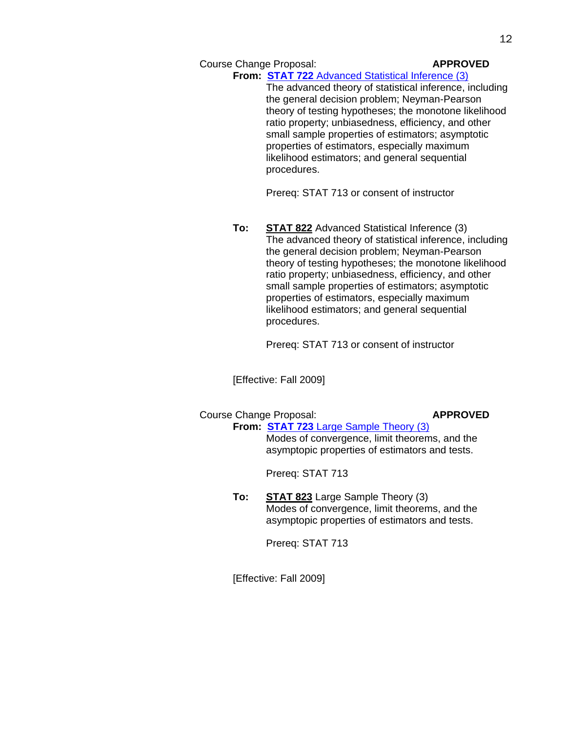Course Change Proposal: **APPROVED**

**From:** **STAT 722** Advanced Statistical Inference (3)

The advanced theory of statistical inference, including the general decision problem; Neyman-Pearson theory of testing hypotheses; the monotone likelihood ratio property; unbiasedness, efficiency, and other small sample properties of estimators; asymptotic properties of estimators, especially maximum likelihood estimators; and general sequential procedures.

Prereq: STAT 713 or consent of instructor

**To:** **STAT 822** Advanced Statistical Inference (3)

The advanced theory of statistical inference, including the general decision problem; Neyman-Pearson theory of testing hypotheses; the monotone likelihood ratio property; unbiasedness, efficiency, and other small sample properties of estimators; asymptotic properties of estimators, especially maximum likelihood estimators; and general sequential procedures.

Prereq: STAT 713 or consent of instructor

[Effective: Fall 2009]

Course Change Proposal: **APPROVED**

**From:** **STAT 723** Large Sample Theory (3)

Modes of convergence, limit theorems, and the asymptopic properties of estimators and tests.

Prereq: STAT 713

**To:** **STAT 823** Large Sample Theory (3)

Modes of convergence, limit theorems, and the asymptopic properties of estimators and tests.

Prereq: STAT 713

[Effective: Fall 2009]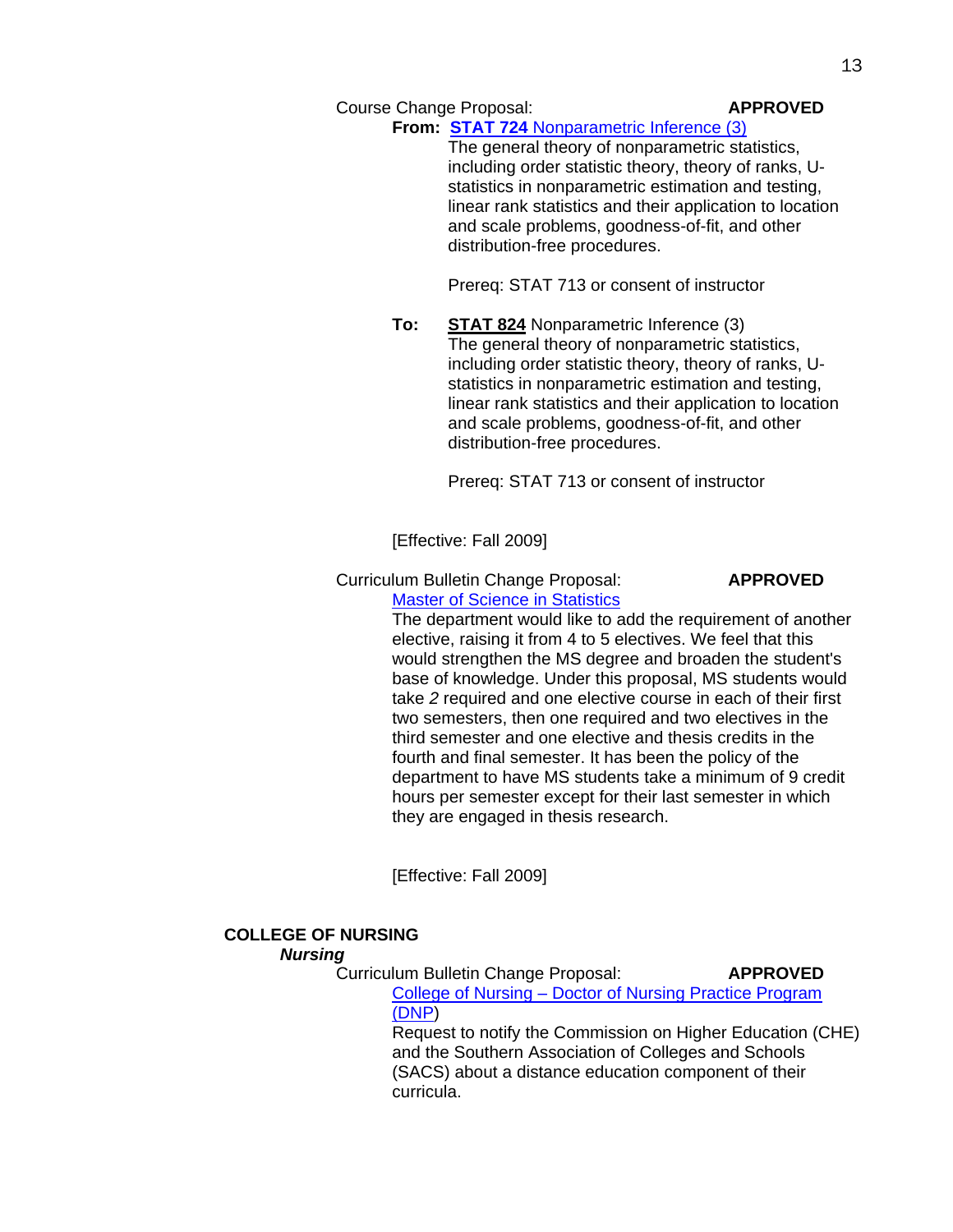Course Change Proposal: **APPROVED**

**From:** **STAT 724** Nonparametric Inference (3)

The general theory of nonparametric statistics, including order statistic theory, theory of ranks, U-statistics in nonparametric estimation and testing, linear rank statistics and their application to location and scale problems, goodness-of-fit, and other distribution-free procedures.

Prereq: STAT 713 or consent of instructor

**To:** **STAT 824** Nonparametric Inference (3)

The general theory of nonparametric statistics, including order statistic theory, theory of ranks, U-statistics in nonparametric estimation and testing, linear rank statistics and their application to location and scale problems, goodness-of-fit, and other distribution-free procedures.

Prereq: STAT 713 or consent of instructor

[Effective: Fall 2009]

Curriculum Bulletin Change Proposal: **APPROVED**

Master of Science in Statistics

The department would like to add the requirement of another elective, raising it from 4 to 5 electives. We feel that this would strengthen the MS degree and broaden the student's base of knowledge. Under this proposal, MS students would take *2* required and one elective course in each of their first two semesters, then one required and two electives in the third semester and one elective and thesis credits in the fourth and final semester. It has been the policy of the department to have MS students take a minimum of 9 credit hours per semester except for their last semester in which they are engaged in thesis research.

[Effective: Fall 2009]

## COLLEGE OF NURSING

### *Nursing*

Curriculum Bulletin Change Proposal: **APPROVED**

College of Nursing – Doctor of Nursing Practice Program (DNP)

Request to notify the Commission on Higher Education (CHE) and the Southern Association of Colleges and Schools (SACS) about a distance education component of their curricula.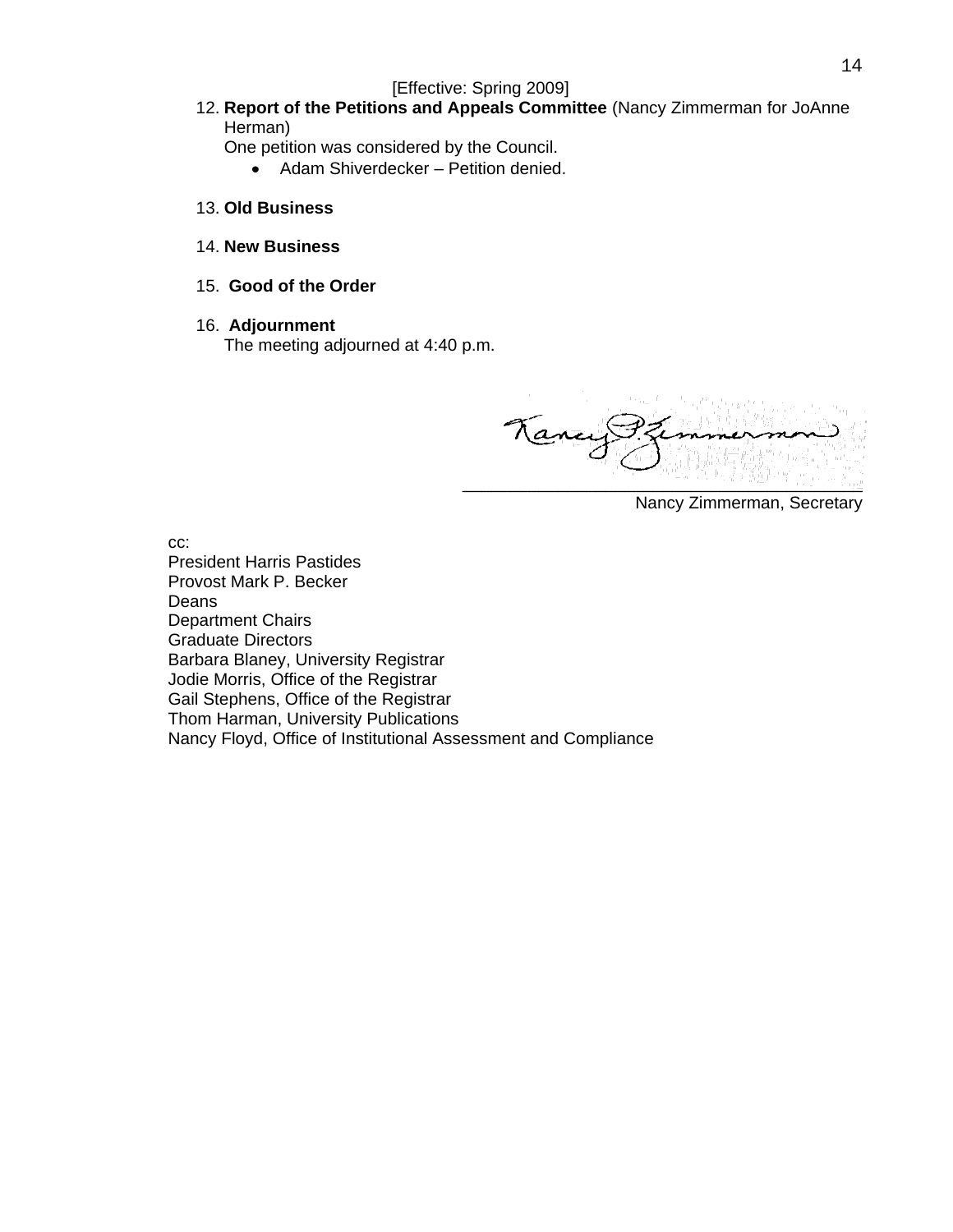[Effective: Spring 2009]

12. **Report of the Petitions and Appeals Committee** (Nancy Zimmerman for JoAnne Herman)

    One petition was considered by the Council.

    - Adam Shiverdecker – Petition denied.

13. **Old Business**

14. **New Business**

15. **Good of the Order**

16. **Adjournment**

    The meeting adjourned at 4:40 p.m.

\_\_\_\_\_\_\_\_\_\_\_\_\_\_\_\_\_\_\_\_\_\_\_\_\_\_\_\_\_\_\_\_\_\_\_\_\_\_\_\_

Nancy Zimmerman, Secretary

cc:
President Harris Pastides
Provost Mark P. Becker
Deans
Department Chairs
Graduate Directors
Barbara Blaney, University Registrar
Jodie Morris, Office of the Registrar
Gail Stephens, Office of the Registrar
Thom Harman, University Publications
Nancy Floyd, Office of Institutional Assessment and Compliance